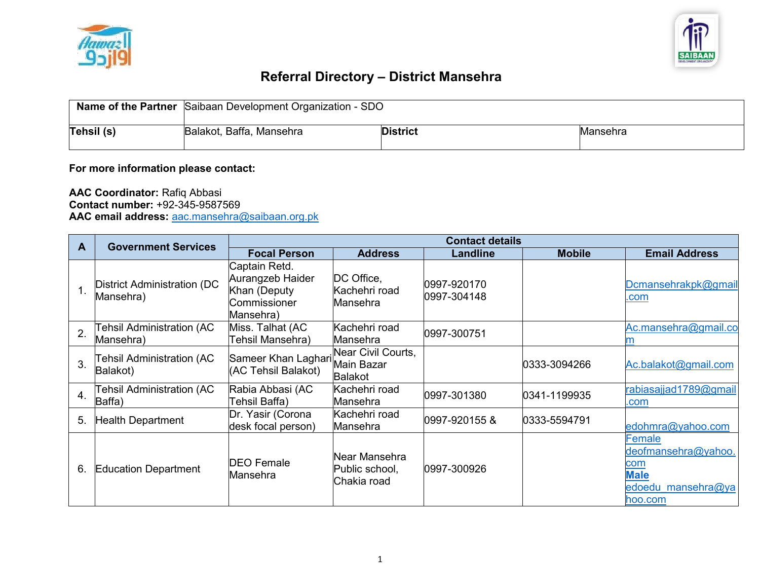# Referral Directory – District Mansehra

| **Name of the Partner** | Saibaan Development Organization - SDO | | |
|---|---|---|---|
| **Tehsil (s)** | Balakot, Baffa, Mansehra | **District** | Mansehra |

**For more information please contact:**

**AAC Coordinator:** Rafiq Abbasi
**Contact number:** +92-345-9587569
**AAC email address:** aac.mansehra@saibaan.org.pk

| A | Government Services | Contact details | | | | |
|---|---|---|---|---|---|---|
| | | Focal Person | Address | Landline | Mobile | Email Address |
| 1. | District Administration (DC Mansehra) | Captain Retd. Aurangzeb Haider Khan (Deputy Commissioner Mansehra) | DC Office, Kachehri road Mansehra | 0997-920170 0997-304148 | | Dcmansehrakpk@gmail.com |
| 2. | Tehsil Administration (AC Mansehra) | Miss. Talhat (AC Tehsil Mansehra) | Kachehri road Mansehra | 0997-300751 | | Ac.mansehra@gmail.com |
| 3. | Tehsil Administration (AC Balakot) | Sameer Khan Laghari (AC Tehsil Balakot) | Near Civil Courts, Main Bazar Balakot | | 0333-3094266 | Ac.balakot@gmail.com |
| 4. | Tehsil Administration (AC Baffa) | Rabia Abbasi (AC Tehsil Baffa) | Kachehri road Mansehra | 0997-301380 | 0341-1199935 | rabiasajjad1789@gmail.com |
| 5. | Health Department | Dr. Yasir (Corona desk focal person) | Kachehri road Mansehra | 0997-920155 & | 0333-5594791 | edohmra@yahoo.com |
| 6. | Education Department | DEO Female Mansehra | Near Mansehra Public school, Chakia road | 0997-300926 | | Female deofmansehra@yahoo.com **Male** edoedu_mansehra@yahoo.com |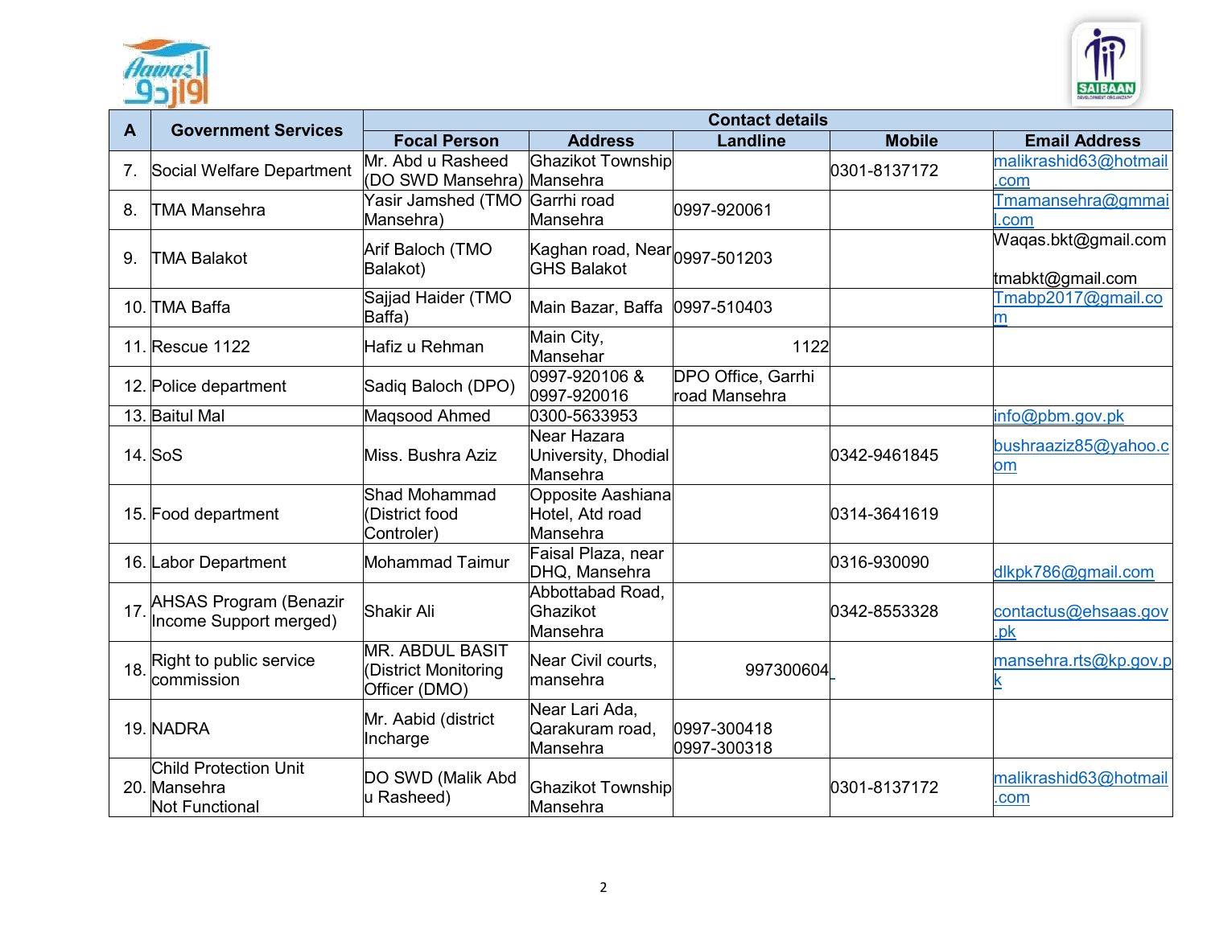| A | Government Services | Contact details | | | | |
|---|---|---|---|---|---|---|
| | | Focal Person | Address | Landline | Mobile | Email Address |
| 7. | Social Welfare Department | Mr. Abd u Rasheed (DO SWD Mansehra) | Ghazikot Township Mansehra | | 0301-8137172 | malikrashid63@hotmail.com |
| 8. | TMA Mansehra | Yasir Jamshed (TMO Mansehra) | Garrhi road Mansehra | 0997-920061 | | Tmamansehra@gmmail.com |
| 9. | TMA Balakot | Arif Baloch (TMO Balakot) | Kaghan road, Near GHS Balakot | 0997-501203 | | Waqas.bkt@gmail.com<br><br>tmabkt@gmail.com |
| 10. | TMA Baffa | Sajjad Haider (TMO Baffa) | Main Bazar, Baffa | 0997-510403 | | Tmabp2017@gmail.com |
| 11. | Rescue 1122 | Hafiz u Rehman | Main City, Mansehar | 1122 | | |
| 12. | Police department | Sadiq Baloch (DPO) | 0997-920106 & 0997-920016 | DPO Office, Garrhi road Mansehra | | |
| 13. | Baitul Mal | Maqsood Ahmed | 0300-5633953 | | | info@pbm.gov.pk |
| 14. | SoS | Miss. Bushra Aziz | Near Hazara University, Dhodial Mansehra | | 0342-9461845 | bushraaziz85@yahoo.com |
| 15. | Food department | Shad Mohammad (District food Controler) | Opposite Aashiana Hotel, Atd road Mansehra | | 0314-3641619 | |
| 16. | Labor Department | Mohammad Taimur | Faisal Plaza, near DHQ, Mansehra | | 0316-930090 | dlkpk786@gmail.com |
| 17. | AHSAS Program (Benazir Income Support merged) | Shakir Ali | Abbottabad Road, Ghazikot Mansehra | | 0342-8553328 | contactus@ehsaas.gov.pk |
| 18. | Right to public service commission | MR. ABDUL BASIT (District Monitoring Officer (DMO) | Near Civil courts, mansehra | 997300604 | | mansehra.rts@kp.gov.pk |
| 19. | NADRA | Mr. Aabid (district Incharge | Near Lari Ada, Qarakuram road, Mansehra | 0997-300418<br>0997-300318 | | |
| 20. | Child Protection Unit Mansehra<br>Not Functional | DO SWD (Malik Abd u Rasheed) | Ghazikot Township Mansehra | | 0301-8137172 | malikrashid63@hotmail.com |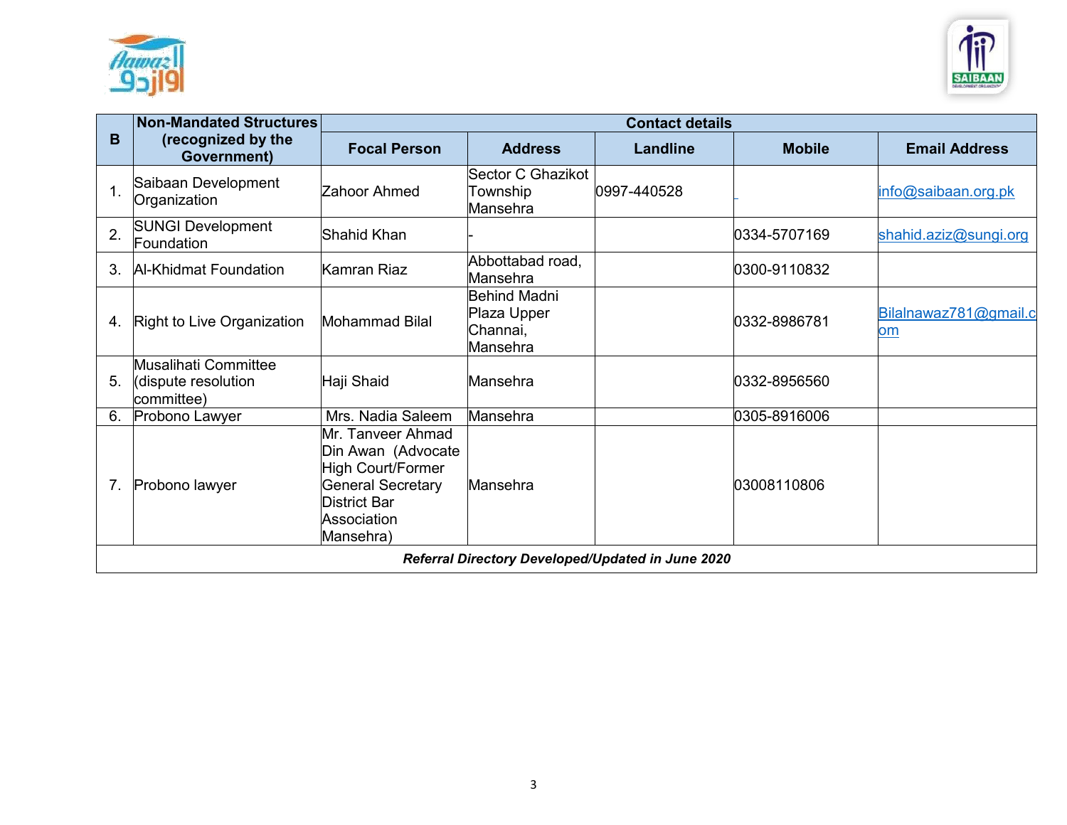| B | Non-Mandated Structures (recognized by the Government) | Contact details | | | | |
|---|---|---|---|---|---|---|
| | | Focal Person | Address | Landline | Mobile | Email Address |
| 1. | Saibaan Development Organization | Zahoor Ahmed | Sector C Ghazikot Township Mansehra | 0997-440528 | | info@saibaan.org.pk |
| 2. | SUNGI Development Foundation | Shahid Khan | - | | 0334-5707169 | shahid.aziz@sungi.org |
| 3. | Al-Khidmat Foundation | Kamran Riaz | Abbottabad road, Mansehra | | 0300-9110832 | |
| 4. | Right to Live Organization | Mohammad Bilal | Behind Madni Plaza Upper Channai, Mansehra | | 0332-8986781 | Bilalnawaz781@gmail.com |
| 5. | Musalihati Committee (dispute resolution committee) | Haji Shaid | Mansehra | | 0332-8956560 | |
| 6. | Probono Lawyer | Mrs. Nadia Saleem | Mansehra | | 0305-8916006 | |
| 7. | Probono lawyer | Mr. Tanveer Ahmad Din Awan (Advocate High Court/Former General Secretary District Bar Association Mansehra) | Mansehra | | 03008110806 | |

***Referral Directory Developed/Updated in June 2020***